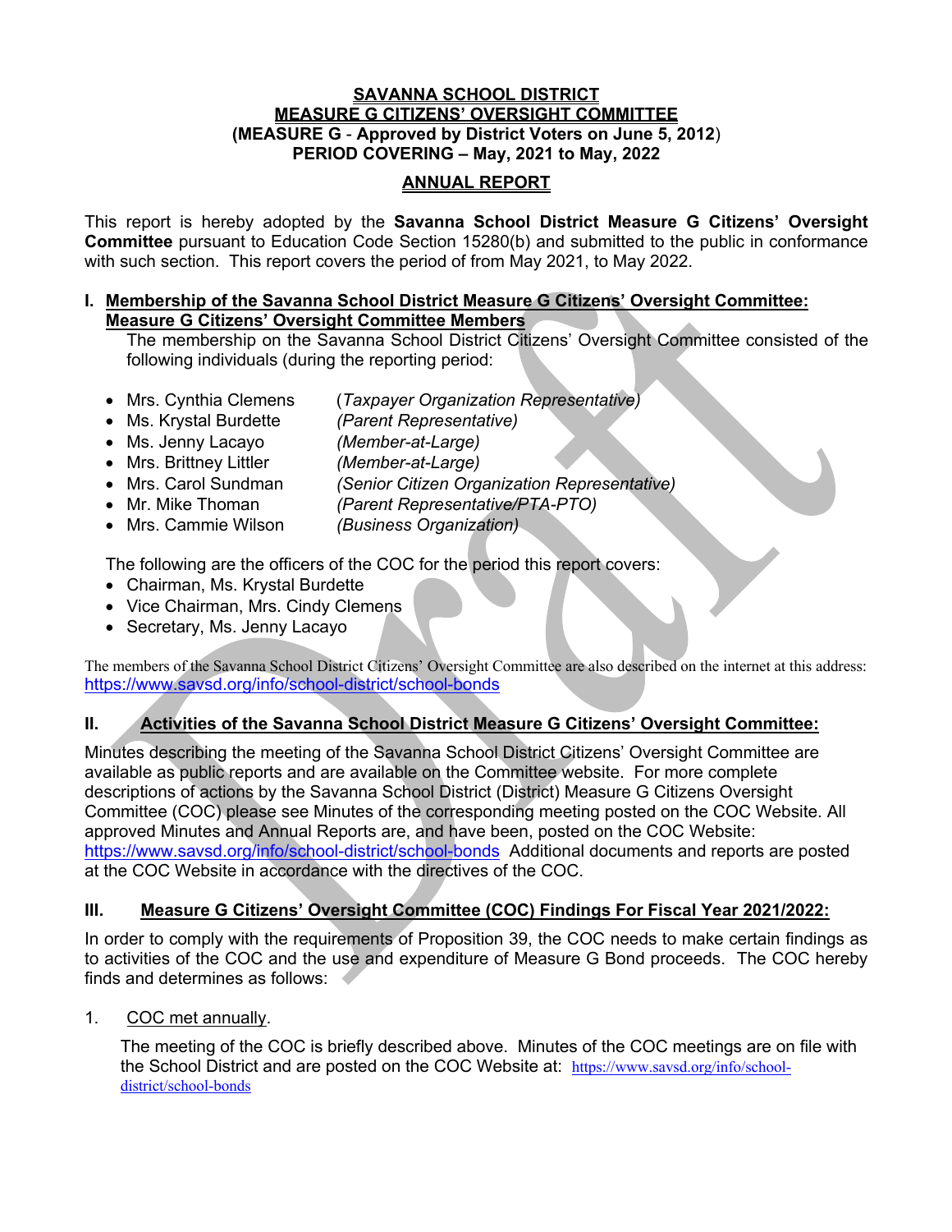# SAVANNA SCHOOL DISTRICT
## MEASURE G CITIZENS' OVERSIGHT COMMITTEE
**(MEASURE G - Approved by District Voters on June 5, 2012)**
**PERIOD COVERING – May, 2021 to May, 2022**

## ANNUAL REPORT

This report is hereby adopted by the **Savanna School District Measure G Citizens' Oversight Committee** pursuant to Education Code Section 15280(b) and submitted to the public in conformance with such section. This report covers the period of from May 2021, to May 2022.

### I. Membership of the Savanna School District Measure G Citizens' Oversight Committee: Measure G Citizens' Oversight Committee Members

The membership on the Savanna School District Citizens' Oversight Committee consisted of the following individuals (during the reporting period:

- Mrs. Cynthia Clemens (*Taxpayer Organization Representative)*
- Ms. Krystal Burdette *(Parent Representative)*
- Ms. Jenny Lacayo *(Member-at-Large)*
- Mrs. Brittney Littler *(Member-at-Large)*
- Mrs. Carol Sundman *(Senior Citizen Organization Representative)*
- Mr. Mike Thoman *(Parent Representative/PTA-PTO)*
- Mrs. Cammie Wilson *(Business Organization)*

The following are the officers of the COC for the period this report covers:

- Chairman, Ms. Krystal Burdette
- Vice Chairman, Mrs. Cindy Clemens
- Secretary, Ms. Jenny Lacayo

The members of the Savanna School District Citizens' Oversight Committee are also described on the internet at this address: https://www.savsd.org/info/school-district/school-bonds

### II. Activities of the Savanna School District Measure G Citizens' Oversight Committee:

Minutes describing the meeting of the Savanna School District Citizens' Oversight Committee are available as public reports and are available on the Committee website. For more complete descriptions of actions by the Savanna School District (District) Measure G Citizens Oversight Committee (COC) please see Minutes of the corresponding meeting posted on the COC Website. All approved Minutes and Annual Reports are, and have been, posted on the COC Website: https://www.savsd.org/info/school-district/school-bonds Additional documents and reports are posted at the COC Website in accordance with the directives of the COC.

### III. Measure G Citizens' Oversight Committee (COC) Findings For Fiscal Year 2021/2022:

In order to comply with the requirements of Proposition 39, the COC needs to make certain findings as to activities of the COC and the use and expenditure of Measure G Bond proceeds. The COC hereby finds and determines as follows:

1. COC met annually.

   The meeting of the COC is briefly described above. Minutes of the COC meetings are on file with the School District and are posted on the COC Website at: https://www.savsd.org/info/school-district/school-bonds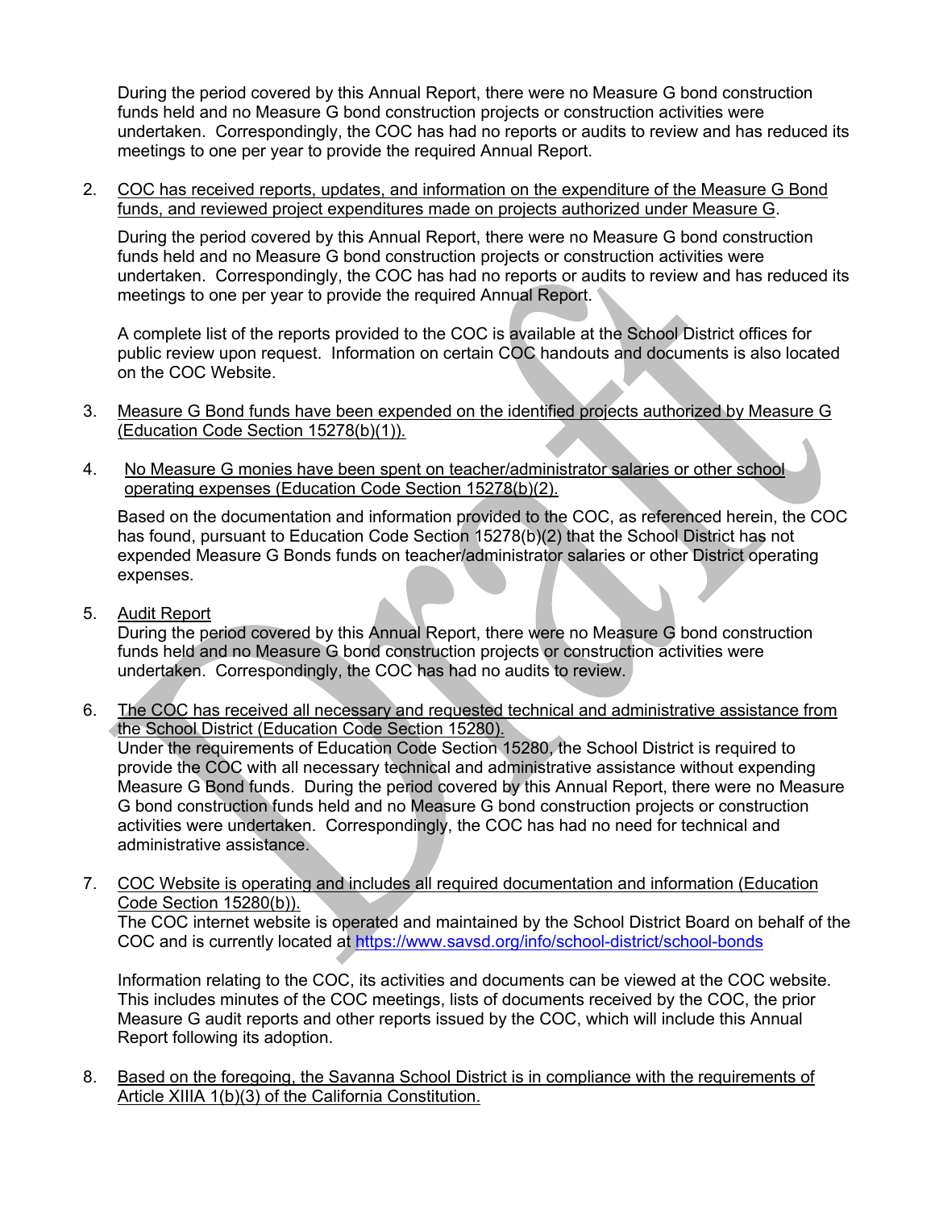During the period covered by this Annual Report, there were no Measure G bond construction funds held and no Measure G bond construction projects or construction activities were undertaken. Correspondingly, the COC has had no reports or audits to review and has reduced its meetings to one per year to provide the required Annual Report.

2. COC has received reports, updates, and information on the expenditure of the Measure G Bond funds, and reviewed project expenditures made on projects authorized under Measure G.

   During the period covered by this Annual Report, there were no Measure G bond construction funds held and no Measure G bond construction projects or construction activities were undertaken. Correspondingly, the COC has had no reports or audits to review and has reduced its meetings to one per year to provide the required Annual Report.

   A complete list of the reports provided to the COC is available at the School District offices for public review upon request. Information on certain COC handouts and documents is also located on the COC Website.

3. Measure G Bond funds have been expended on the identified projects authorized by Measure G (Education Code Section 15278(b)(1)).

4. No Measure G monies have been spent on teacher/administrator salaries or other school operating expenses (Education Code Section 15278(b)(2).

   Based on the documentation and information provided to the COC, as referenced herein, the COC has found, pursuant to Education Code Section 15278(b)(2) that the School District has not expended Measure G Bonds funds on teacher/administrator salaries or other District operating expenses.

5. Audit Report
   During the period covered by this Annual Report, there were no Measure G bond construction funds held and no Measure G bond construction projects or construction activities were undertaken. Correspondingly, the COC has had no audits to review.

6. The COC has received all necessary and requested technical and administrative assistance from the School District (Education Code Section 15280).
   Under the requirements of Education Code Section 15280, the School District is required to provide the COC with all necessary technical and administrative assistance without expending Measure G Bond funds. During the period covered by this Annual Report, there were no Measure G bond construction funds held and no Measure G bond construction projects or construction activities were undertaken. Correspondingly, the COC has had no need for technical and administrative assistance.

7. COC Website is operating and includes all required documentation and information (Education Code Section 15280(b)).
   The COC internet website is operated and maintained by the School District Board on behalf of the COC and is currently located at https://www.savsd.org/info/school-district/school-bonds

   Information relating to the COC, its activities and documents can be viewed at the COC website. This includes minutes of the COC meetings, lists of documents received by the COC, the prior Measure G audit reports and other reports issued by the COC, which will include this Annual Report following its adoption.

8. Based on the foregoing, the Savanna School District is in compliance with the requirements of Article XIIIA 1(b)(3) of the California Constitution.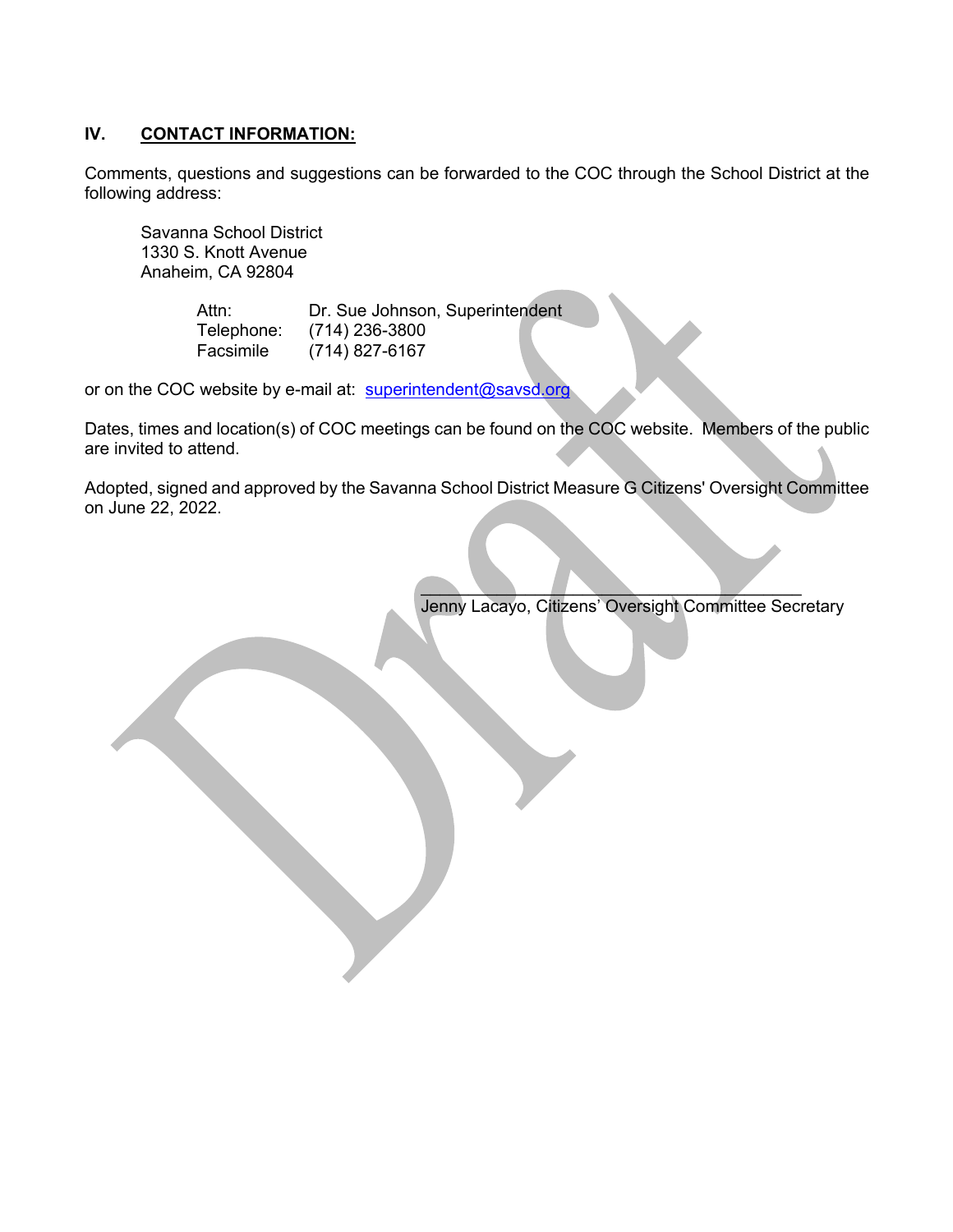## IV. CONTACT INFORMATION:

Comments, questions and suggestions can be forwarded to the COC through the School District at the following address:

Savanna School District
1330 S. Knott Avenue
Anaheim, CA 92804

| | |
|---|---|
| Attn: | Dr. Sue Johnson, Superintendent |
| Telephone: | (714) 236-3800 |
| Facsimile | (714) 827-6167 |

or on the COC website by e-mail at: superintendent@savsd.org

Dates, times and location(s) of COC meetings can be found on the COC website. Members of the public are invited to attend.

Adopted, signed and approved by the Savanna School District Measure G Citizens' Oversight Committee on June 22, 2022.

\_\_\_\_\_\_\_\_\_\_\_\_\_\_\_\_\_\_\_\_\_\_\_\_\_\_\_\_\_\_\_\_\_\_\_\_\_\_\_\_
Jenny Lacayo, Citizens' Oversight Committee Secretary

Draft